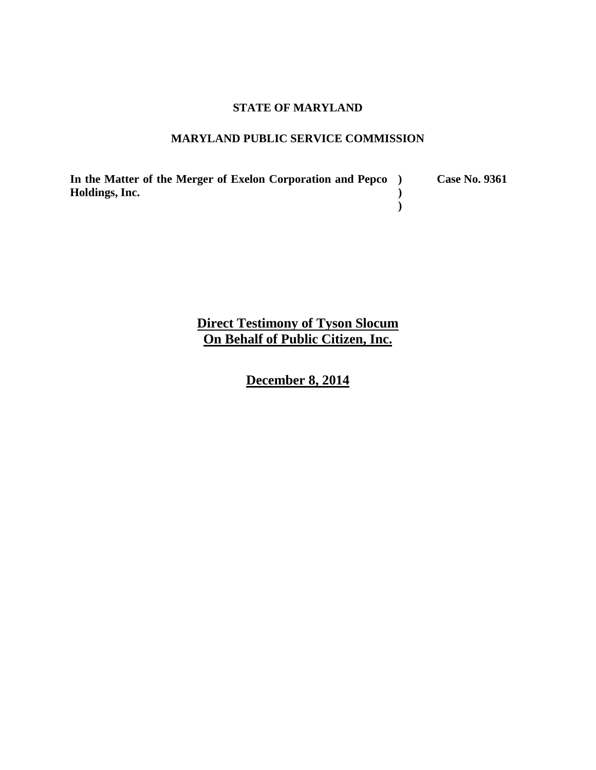**STATE OF MARYLAND**

**MARYLAND PUBLIC SERVICE COMMISSION**

| | | |
|---|---|---|
| **In the Matter of the Merger of Exelon Corporation and Pepco Holdings, Inc.** | **)** **)** **)** | **Case No. 9361** |

**Direct Testimony of Tyson Slocum**
**On Behalf of Public Citizen, Inc.**

**December 8, 2014**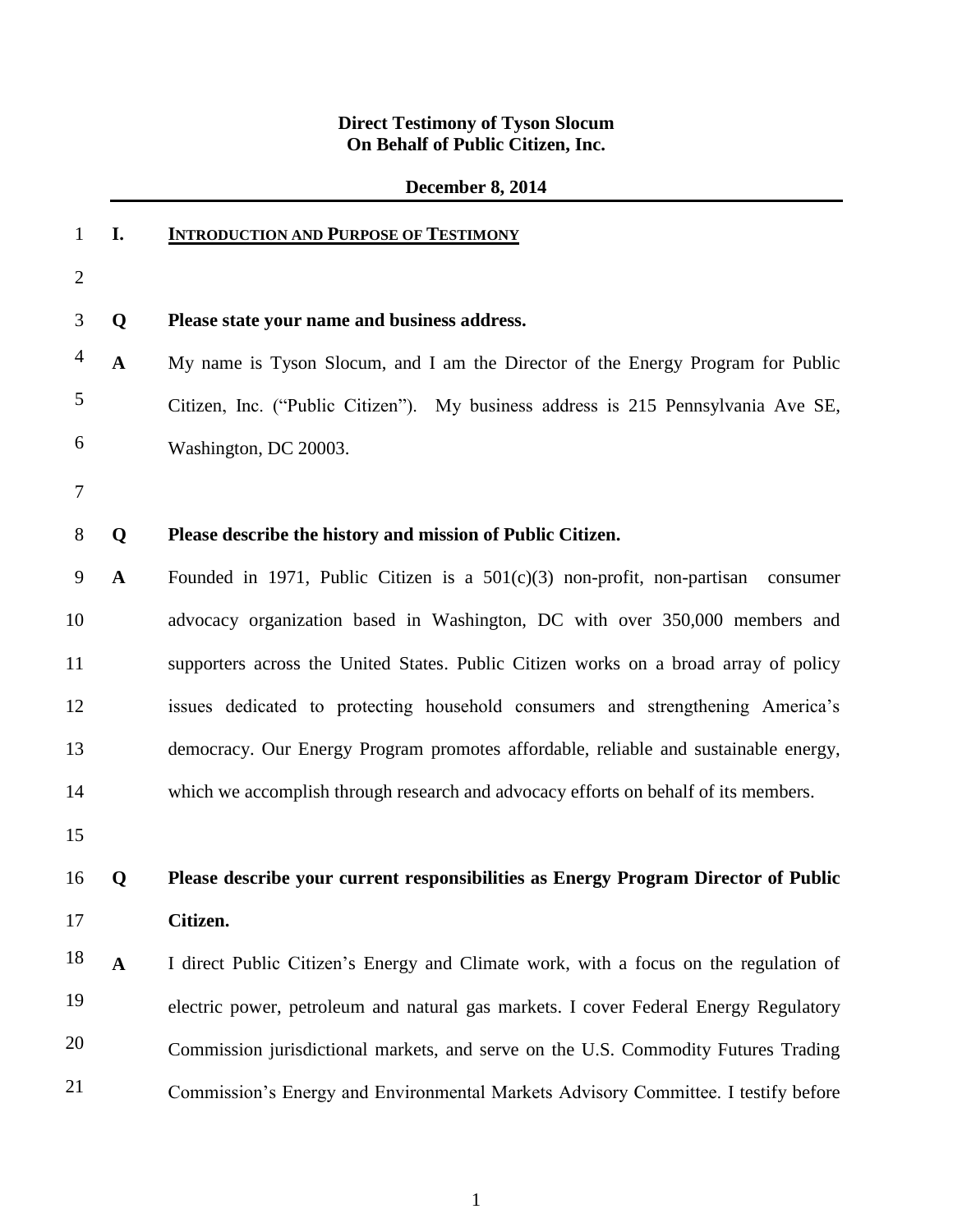**Direct Testimony of Tyson Slocum**
**On Behalf of Public Citizen, Inc.**

**December 8, 2014**

---

## I. INTRODUCTION AND PURPOSE OF TESTIMONY

**Q Please state your name and business address.**

**A** My name is Tyson Slocum, and I am the Director of the Energy Program for Public Citizen, Inc. ("Public Citizen"). My business address is 215 Pennsylvania Ave SE, Washington, DC 20003.

**Q Please describe the history and mission of Public Citizen.**

**A** Founded in 1971, Public Citizen is a 501(c)(3) non-profit, non-partisan consumer advocacy organization based in Washington, DC with over 350,000 members and supporters across the United States. Public Citizen works on a broad array of policy issues dedicated to protecting household consumers and strengthening America's democracy. Our Energy Program promotes affordable, reliable and sustainable energy, which we accomplish through research and advocacy efforts on behalf of its members.

**Q Please describe your current responsibilities as Energy Program Director of Public Citizen.**

**A** I direct Public Citizen's Energy and Climate work, with a focus on the regulation of electric power, petroleum and natural gas markets. I cover Federal Energy Regulatory Commission jurisdictional markets, and serve on the U.S. Commodity Futures Trading Commission's Energy and Environmental Markets Advisory Committee. I testify before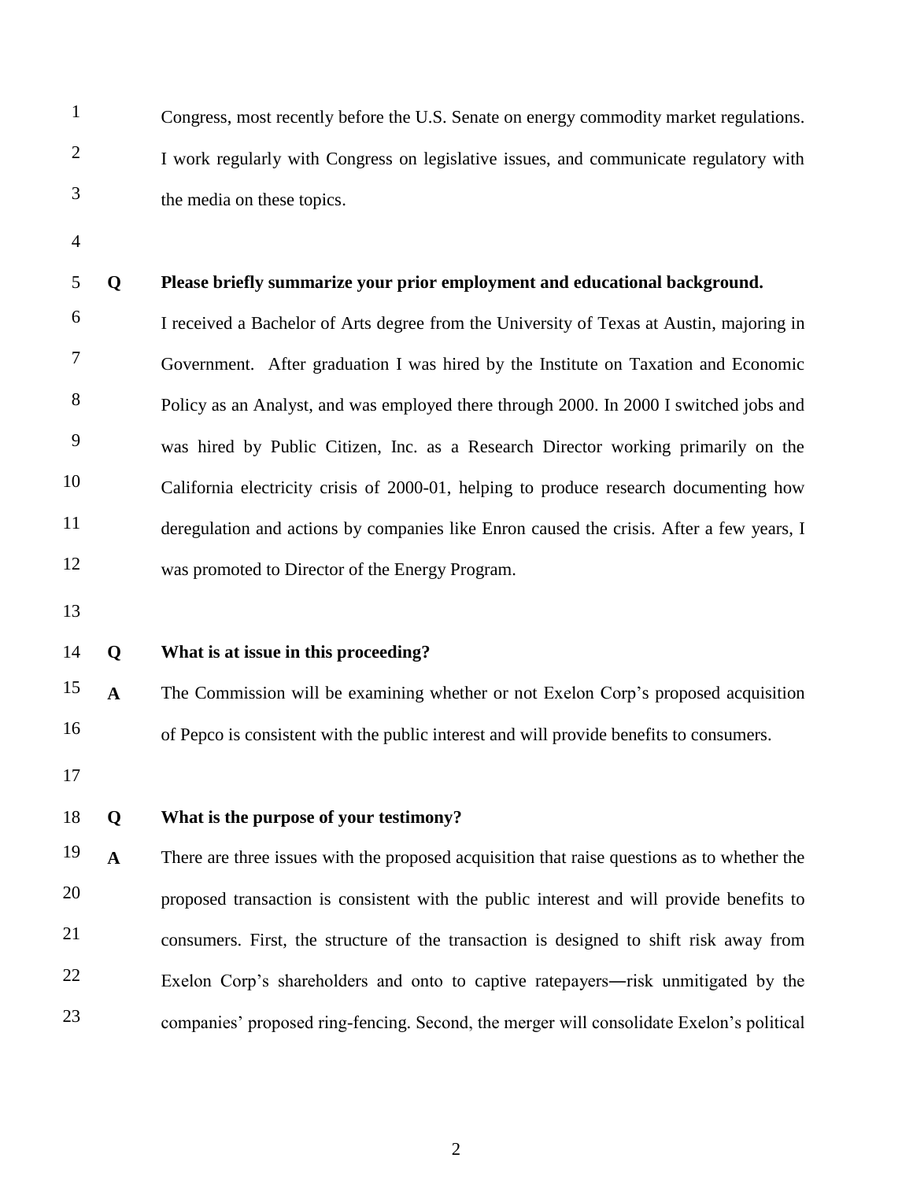Congress, most recently before the U.S. Senate on energy commodity market regulations. I work regularly with Congress on legislative issues, and communicate regulatory with the media on these topics.

**Q Please briefly summarize your prior employment and educational background.**

I received a Bachelor of Arts degree from the University of Texas at Austin, majoring in Government. After graduation I was hired by the Institute on Taxation and Economic Policy as an Analyst, and was employed there through 2000. In 2000 I switched jobs and was hired by Public Citizen, Inc. as a Research Director working primarily on the California electricity crisis of 2000-01, helping to produce research documenting how deregulation and actions by companies like Enron caused the crisis. After a few years, I was promoted to Director of the Energy Program.

**Q What is at issue in this proceeding?**

**A** The Commission will be examining whether or not Exelon Corp's proposed acquisition of Pepco is consistent with the public interest and will provide benefits to consumers.

**Q What is the purpose of your testimony?**

**A** There are three issues with the proposed acquisition that raise questions as to whether the proposed transaction is consistent with the public interest and will provide benefits to consumers. First, the structure of the transaction is designed to shift risk away from Exelon Corp's shareholders and onto to captive ratepayers—risk unmitigated by the companies' proposed ring-fencing. Second, the merger will consolidate Exelon's political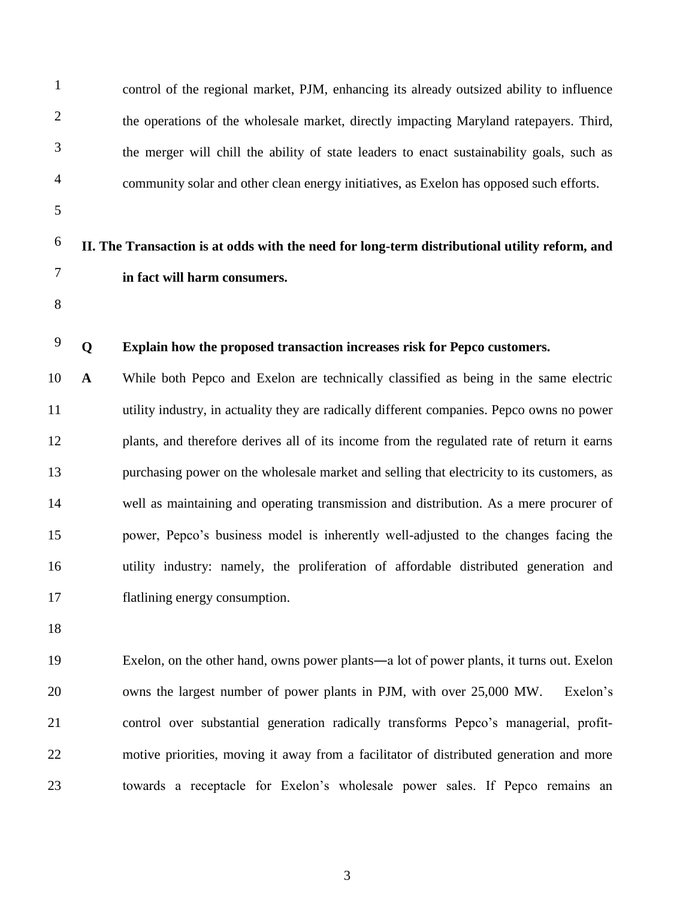control of the regional market, PJM, enhancing its already outsized ability to influence the operations of the wholesale market, directly impacting Maryland ratepayers. Third, the merger will chill the ability of state leaders to enact sustainability goals, such as community solar and other clean energy initiatives, as Exelon has opposed such efforts.

## II. The Transaction is at odds with the need for long-term distributional utility reform, and in fact will harm consumers.

**Q Explain how the proposed transaction increases risk for Pepco customers.**

**A** While both Pepco and Exelon are technically classified as being in the same electric utility industry, in actuality they are radically different companies. Pepco owns no power plants, and therefore derives all of its income from the regulated rate of return it earns purchasing power on the wholesale market and selling that electricity to its customers, as well as maintaining and operating transmission and distribution. As a mere procurer of power, Pepco's business model is inherently well-adjusted to the changes facing the utility industry: namely, the proliferation of affordable distributed generation and flatlining energy consumption.

Exelon, on the other hand, owns power plants—a lot of power plants, it turns out. Exelon owns the largest number of power plants in PJM, with over 25,000 MW. Exelon's control over substantial generation radically transforms Pepco's managerial, profit-motive priorities, moving it away from a facilitator of distributed generation and more towards a receptacle for Exelon's wholesale power sales. If Pepco remains an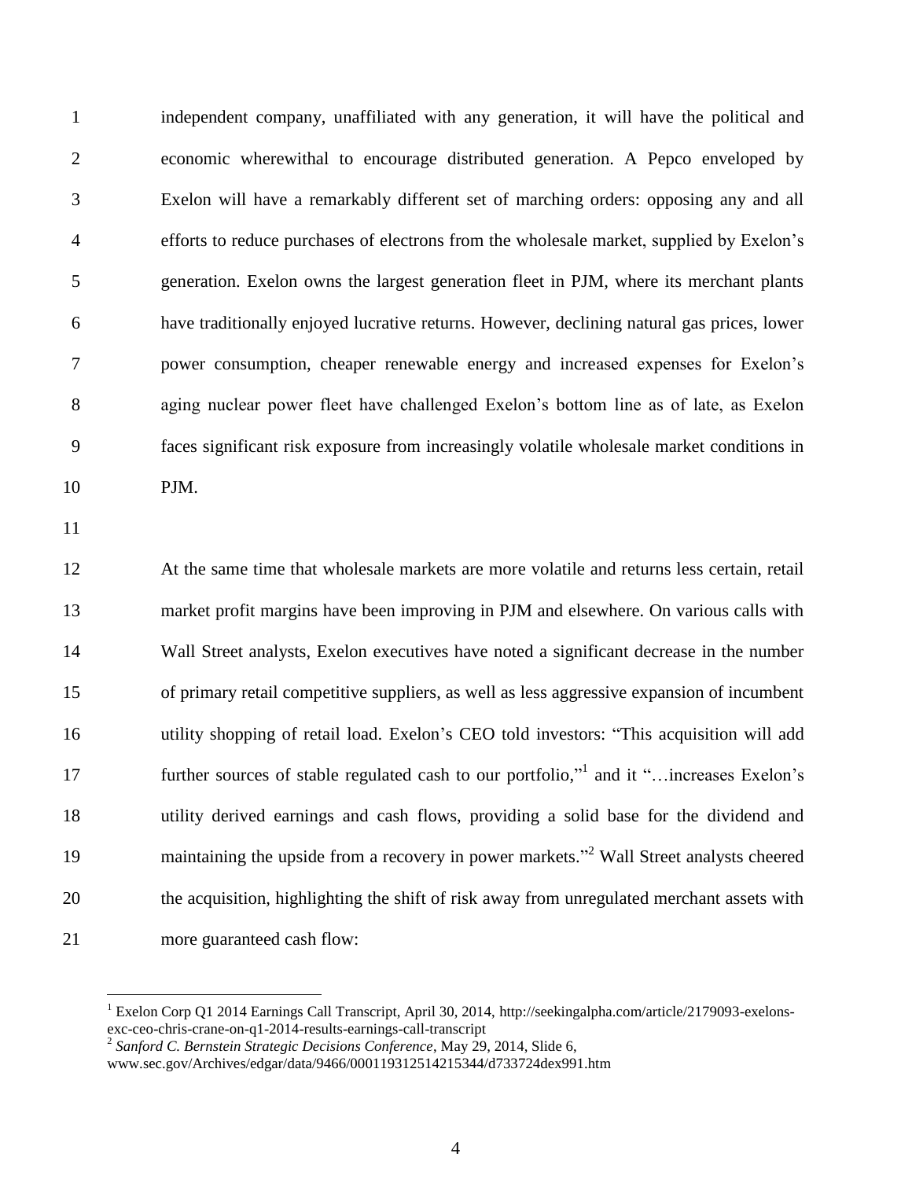independent company, unaffiliated with any generation, it will have the political and economic wherewithal to encourage distributed generation. A Pepco enveloped by Exelon will have a remarkably different set of marching orders: opposing any and all efforts to reduce purchases of electrons from the wholesale market, supplied by Exelon's generation. Exelon owns the largest generation fleet in PJM, where its merchant plants have traditionally enjoyed lucrative returns. However, declining natural gas prices, lower power consumption, cheaper renewable energy and increased expenses for Exelon's aging nuclear power fleet have challenged Exelon's bottom line as of late, as Exelon faces significant risk exposure from increasingly volatile wholesale market conditions in PJM.

At the same time that wholesale markets are more volatile and returns less certain, retail market profit margins have been improving in PJM and elsewhere. On various calls with Wall Street analysts, Exelon executives have noted a significant decrease in the number of primary retail competitive suppliers, as well as less aggressive expansion of incumbent utility shopping of retail load. Exelon's CEO told investors: "This acquisition will add further sources of stable regulated cash to our portfolio,"[1] and it "…increases Exelon's utility derived earnings and cash flows, providing a solid base for the dividend and maintaining the upside from a recovery in power markets."[2] Wall Street analysts cheered the acquisition, highlighting the shift of risk away from unregulated merchant assets with more guaranteed cash flow:

---

[1] Exelon Corp Q1 2014 Earnings Call Transcript, April 30, 2014, http://seekingalpha.com/article/2179093-exelons-exc-ceo-chris-crane-on-q1-2014-results-earnings-call-transcript

[2] *Sanford C. Bernstein Strategic Decisions Conference*, May 29, 2014, Slide 6, www.sec.gov/Archives/edgar/data/9466/000119312514215344/d733724dex991.htm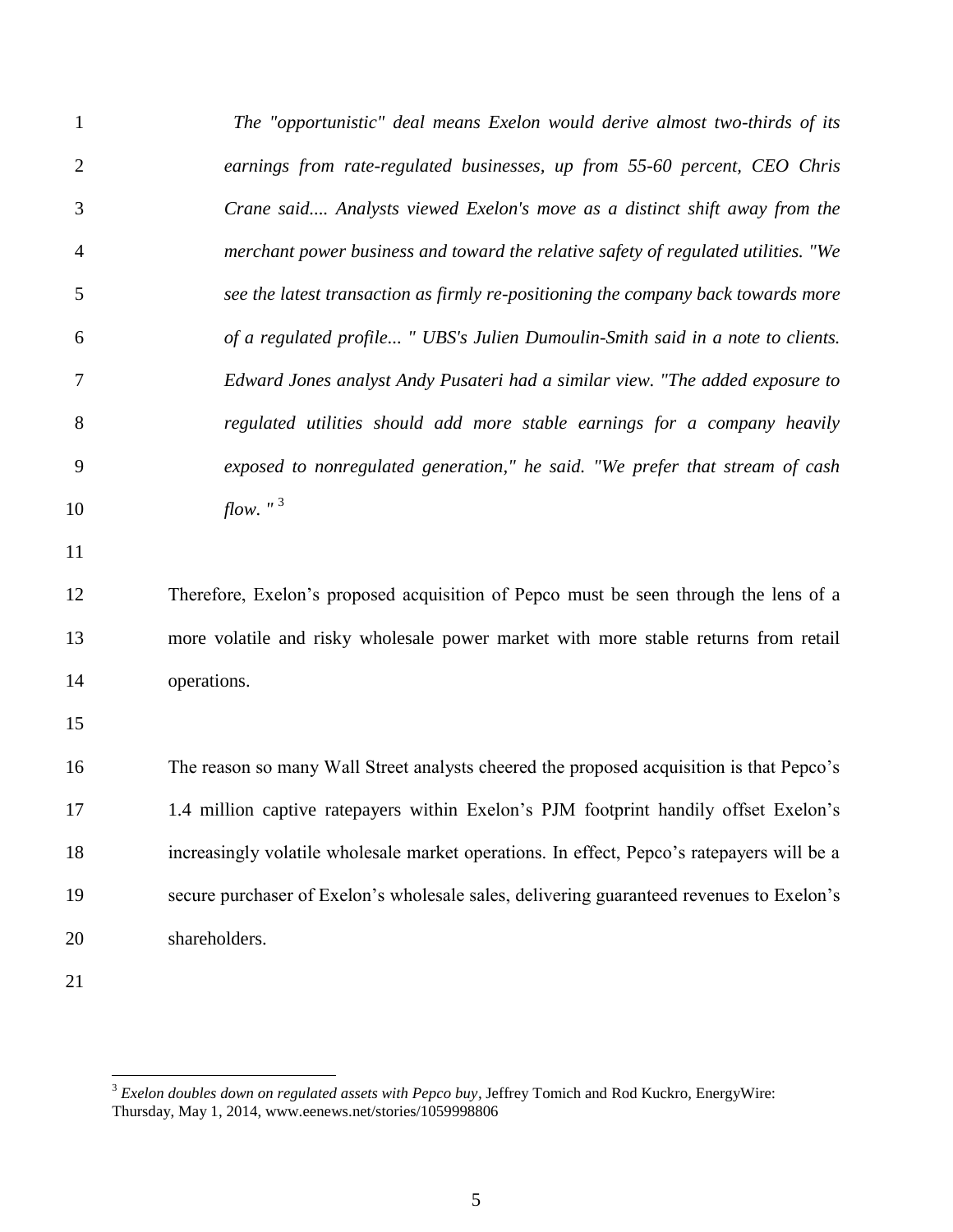*The "opportunistic" deal means Exelon would derive almost two-thirds of its earnings from rate-regulated businesses, up from 55-60 percent, CEO Chris Crane said.... Analysts viewed Exelon's move as a distinct shift away from the merchant power business and toward the relative safety of regulated utilities. "We see the latest transaction as firmly re-positioning the company back towards more of a regulated profile... " UBS's Julien Dumoulin-Smith said in a note to clients. Edward Jones analyst Andy Pusateri had a similar view. "The added exposure to regulated utilities should add more stable earnings for a company heavily exposed to nonregulated generation," he said. "We prefer that stream of cash flow. "* [3]

Therefore, Exelon's proposed acquisition of Pepco must be seen through the lens of a more volatile and risky wholesale power market with more stable returns from retail operations.

The reason so many Wall Street analysts cheered the proposed acquisition is that Pepco's 1.4 million captive ratepayers within Exelon's PJM footprint handily offset Exelon's increasingly volatile wholesale market operations. In effect, Pepco's ratepayers will be a secure purchaser of Exelon's wholesale sales, delivering guaranteed revenues to Exelon's shareholders.

---

[3] *Exelon doubles down on regulated assets with Pepco buy*, Jeffrey Tomich and Rod Kuckro, EnergyWire: Thursday, May 1, 2014, www.eenews.net/stories/1059998806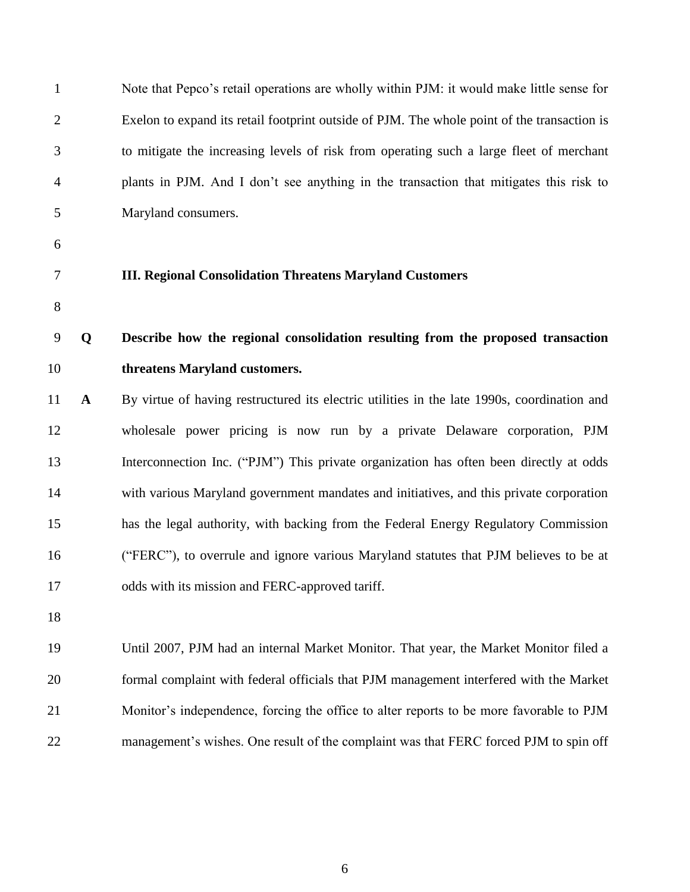Note that Pepco's retail operations are wholly within PJM: it would make little sense for Exelon to expand its retail footprint outside of PJM. The whole point of the transaction is to mitigate the increasing levels of risk from operating such a large fleet of merchant plants in PJM. And I don't see anything in the transaction that mitigates this risk to Maryland consumers.

### III. Regional Consolidation Threatens Maryland Customers

**Q Describe how the regional consolidation resulting from the proposed transaction threatens Maryland customers.**

**A** By virtue of having restructured its electric utilities in the late 1990s, coordination and wholesale power pricing is now run by a private Delaware corporation, PJM Interconnection Inc. ("PJM") This private organization has often been directly at odds with various Maryland government mandates and initiatives, and this private corporation has the legal authority, with backing from the Federal Energy Regulatory Commission ("FERC"), to overrule and ignore various Maryland statutes that PJM believes to be at odds with its mission and FERC-approved tariff.

Until 2007, PJM had an internal Market Monitor. That year, the Market Monitor filed a formal complaint with federal officials that PJM management interfered with the Market Monitor's independence, forcing the office to alter reports to be more favorable to PJM management's wishes. One result of the complaint was that FERC forced PJM to spin off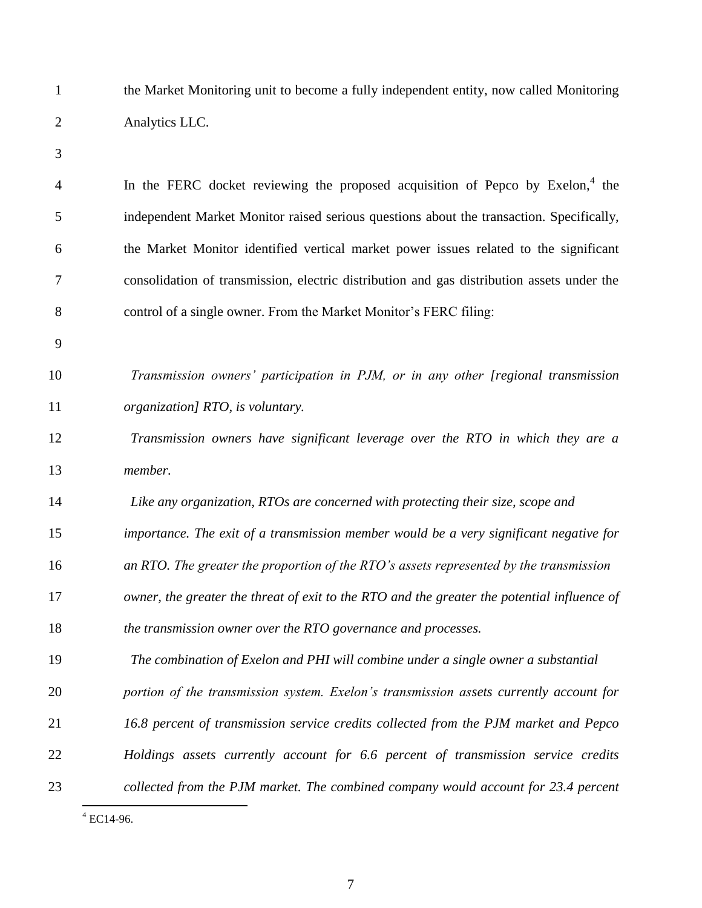the Market Monitoring unit to become a fully independent entity, now called Monitoring Analytics LLC.

In the FERC docket reviewing the proposed acquisition of Pepco by Exelon,[4] the independent Market Monitor raised serious questions about the transaction. Specifically, the Market Monitor identified vertical market power issues related to the significant consolidation of transmission, electric distribution and gas distribution assets under the control of a single owner. From the Market Monitor's FERC filing:

*Transmission owners' participation in PJM, or in any other [regional transmission organization] RTO, is voluntary.*

*Transmission owners have significant leverage over the RTO in which they are a member.*

*Like any organization, RTOs are concerned with protecting their size, scope and importance. The exit of a transmission member would be a very significant negative for an RTO. The greater the proportion of the RTO's assets represented by the transmission owner, the greater the threat of exit to the RTO and the greater the potential influence of the transmission owner over the RTO governance and processes.*

*The combination of Exelon and PHI will combine under a single owner a substantial portion of the transmission system. Exelon's transmission assets currently account for 16.8 percent of transmission service credits collected from the PJM market and Pepco Holdings assets currently account for 6.6 percent of transmission service credits collected from the PJM market. The combined company would account for 23.4 percent*

[4] EC14-96.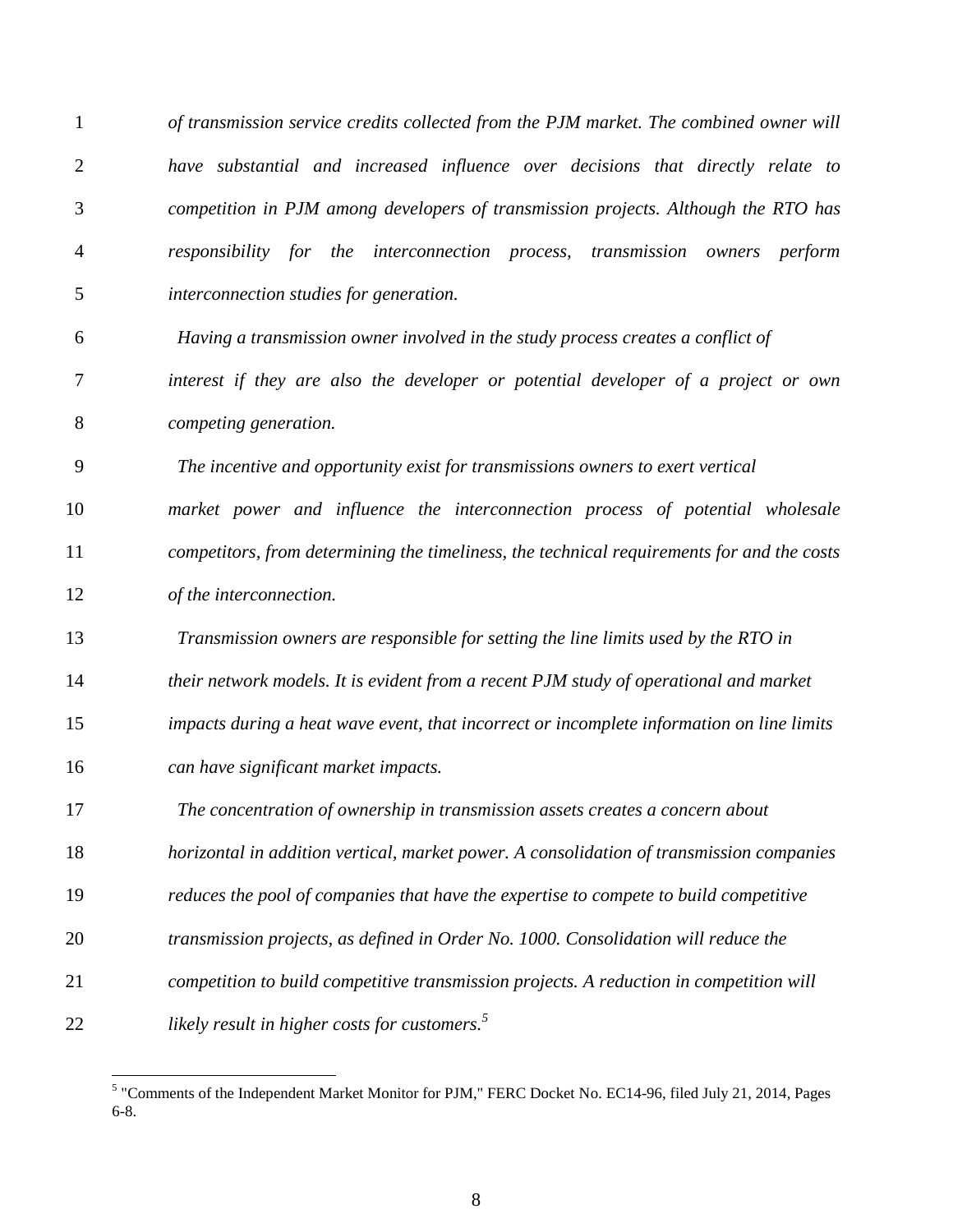*of transmission service credits collected from the PJM market. The combined owner will have substantial and increased influence over decisions that directly relate to competition in PJM among developers of transmission projects. Although the RTO has responsibility for the interconnection process, transmission owners perform interconnection studies for generation.*

*Having a transmission owner involved in the study process creates a conflict of interest if they are also the developer or potential developer of a project or own competing generation.*

*The incentive and opportunity exist for transmissions owners to exert vertical market power and influence the interconnection process of potential wholesale competitors, from determining the timeliness, the technical requirements for and the costs of the interconnection.*

*Transmission owners are responsible for setting the line limits used by the RTO in their network models. It is evident from a recent PJM study of operational and market impacts during a heat wave event, that incorrect or incomplete information on line limits can have significant market impacts.*

*The concentration of ownership in transmission assets creates a concern about horizontal in addition vertical, market power. A consolidation of transmission companies reduces the pool of companies that have the expertise to compete to build competitive transmission projects, as defined in Order No. 1000. Consolidation will reduce the competition to build competitive transmission projects. A reduction in competition will likely result in higher costs for customers.*[5]

[5] "Comments of the Independent Market Monitor for PJM," FERC Docket No. EC14-96, filed July 21, 2014, Pages 6-8.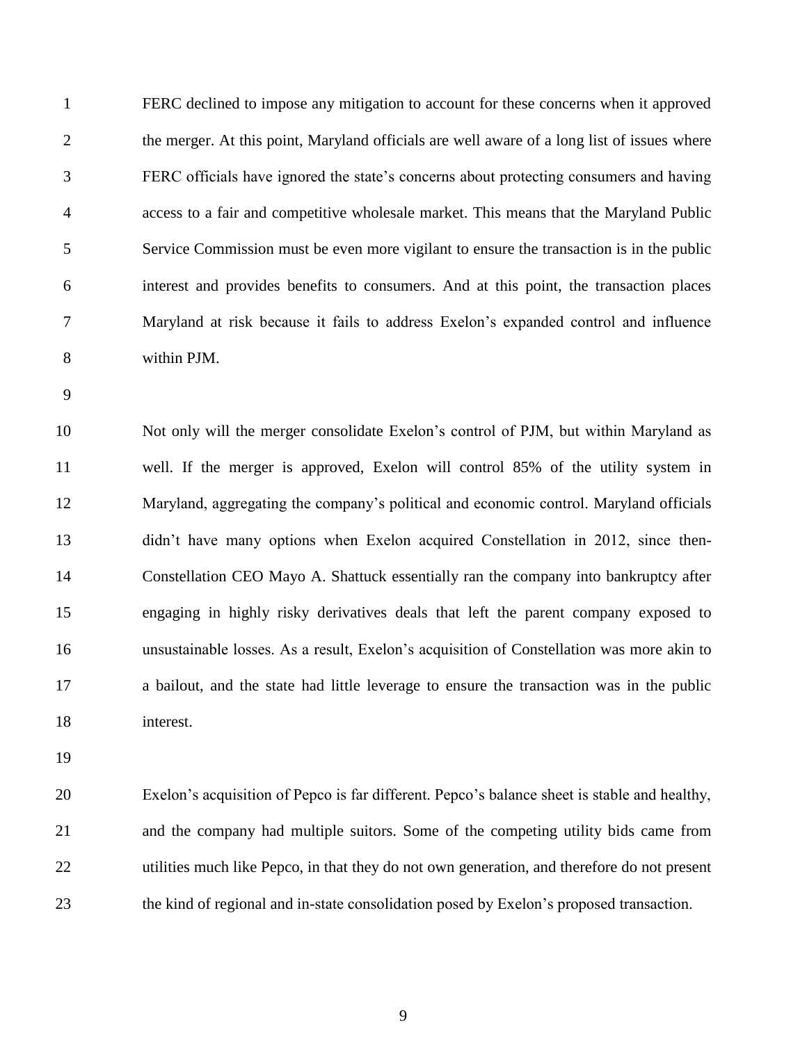FERC declined to impose any mitigation to account for these concerns when it approved the merger. At this point, Maryland officials are well aware of a long list of issues where FERC officials have ignored the state's concerns about protecting consumers and having access to a fair and competitive wholesale market. This means that the Maryland Public Service Commission must be even more vigilant to ensure the transaction is in the public interest and provides benefits to consumers. And at this point, the transaction places Maryland at risk because it fails to address Exelon's expanded control and influence within PJM.

Not only will the merger consolidate Exelon's control of PJM, but within Maryland as well. If the merger is approved, Exelon will control 85% of the utility system in Maryland, aggregating the company's political and economic control. Maryland officials didn't have many options when Exelon acquired Constellation in 2012, since then-Constellation CEO Mayo A. Shattuck essentially ran the company into bankruptcy after engaging in highly risky derivatives deals that left the parent company exposed to unsustainable losses. As a result, Exelon's acquisition of Constellation was more akin to a bailout, and the state had little leverage to ensure the transaction was in the public interest.

Exelon's acquisition of Pepco is far different. Pepco's balance sheet is stable and healthy, and the company had multiple suitors. Some of the competing utility bids came from utilities much like Pepco, in that they do not own generation, and therefore do not present the kind of regional and in-state consolidation posed by Exelon's proposed transaction.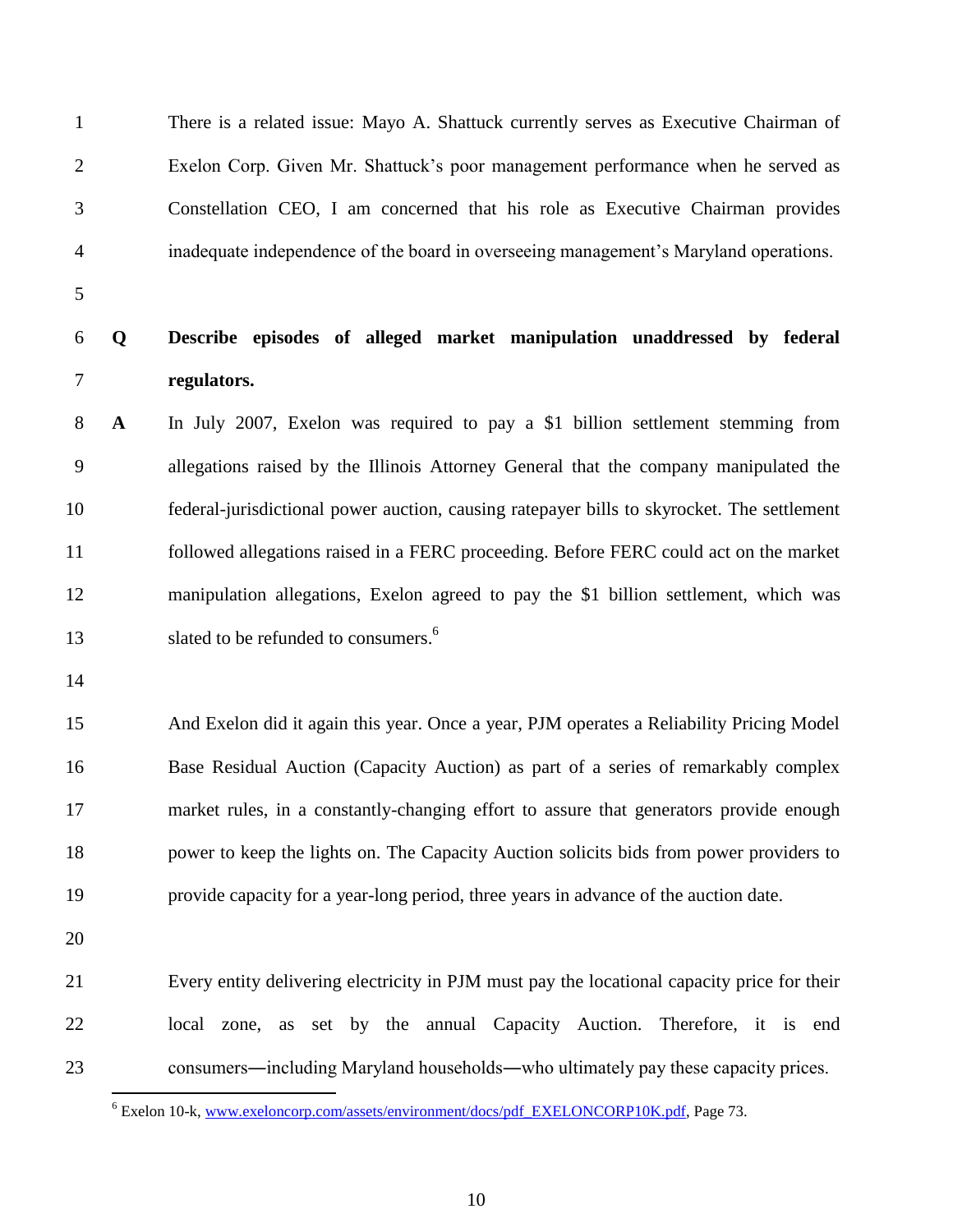There is a related issue: Mayo A. Shattuck currently serves as Executive Chairman of Exelon Corp. Given Mr. Shattuck's poor management performance when he served as Constellation CEO, I am concerned that his role as Executive Chairman provides inadequate independence of the board in overseeing management's Maryland operations.

**Q Describe episodes of alleged market manipulation unaddressed by federal regulators.**

**A** In July 2007, Exelon was required to pay a $1 billion settlement stemming from allegations raised by the Illinois Attorney General that the company manipulated the federal-jurisdictional power auction, causing ratepayer bills to skyrocket. The settlement followed allegations raised in a FERC proceeding. Before FERC could act on the market manipulation allegations, Exelon agreed to pay the $1 billion settlement, which was slated to be refunded to consumers.[6]

And Exelon did it again this year. Once a year, PJM operates a Reliability Pricing Model Base Residual Auction (Capacity Auction) as part of a series of remarkably complex market rules, in a constantly-changing effort to assure that generators provide enough power to keep the lights on. The Capacity Auction solicits bids from power providers to provide capacity for a year-long period, three years in advance of the auction date.

Every entity delivering electricity in PJM must pay the locational capacity price for their local zone, as set by the annual Capacity Auction. Therefore, it is end consumers―including Maryland households―who ultimately pay these capacity prices.

---

[6] Exelon 10-k, www.exeloncorp.com/assets/environment/docs/pdf_EXELONCORP10K.pdf, Page 73.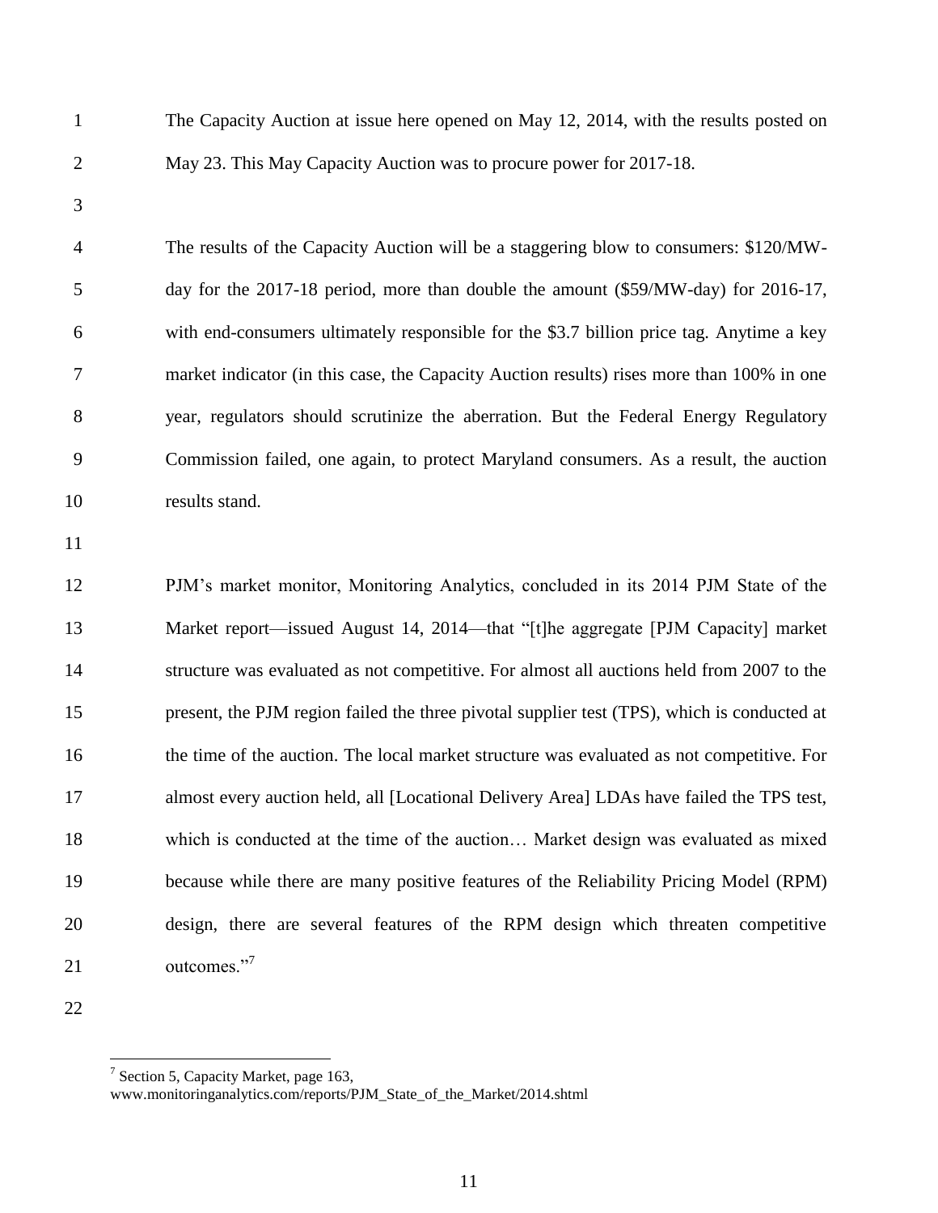The Capacity Auction at issue here opened on May 12, 2014, with the results posted on May 23. This May Capacity Auction was to procure power for 2017-18.

The results of the Capacity Auction will be a staggering blow to consumers: $120/MW-day for the 2017-18 period, more than double the amount ($59/MW-day) for 2016-17, with end-consumers ultimately responsible for the $3.7 billion price tag. Anytime a key market indicator (in this case, the Capacity Auction results) rises more than 100% in one year, regulators should scrutinize the aberration. But the Federal Energy Regulatory Commission failed, one again, to protect Maryland consumers. As a result, the auction results stand.

PJM's market monitor, Monitoring Analytics, concluded in its 2014 PJM State of the Market report—issued August 14, 2014—that "[t]he aggregate [PJM Capacity] market structure was evaluated as not competitive. For almost all auctions held from 2007 to the present, the PJM region failed the three pivotal supplier test (TPS), which is conducted at the time of the auction. The local market structure was evaluated as not competitive. For almost every auction held, all [Locational Delivery Area] LDAs have failed the TPS test, which is conducted at the time of the auction… Market design was evaluated as mixed because while there are many positive features of the Reliability Pricing Model (RPM) design, there are several features of the RPM design which threaten competitive outcomes."[7]

---

[7] Section 5, Capacity Market, page 163, www.monitoringanalytics.com/reports/PJM_State_of_the_Market/2014.shtml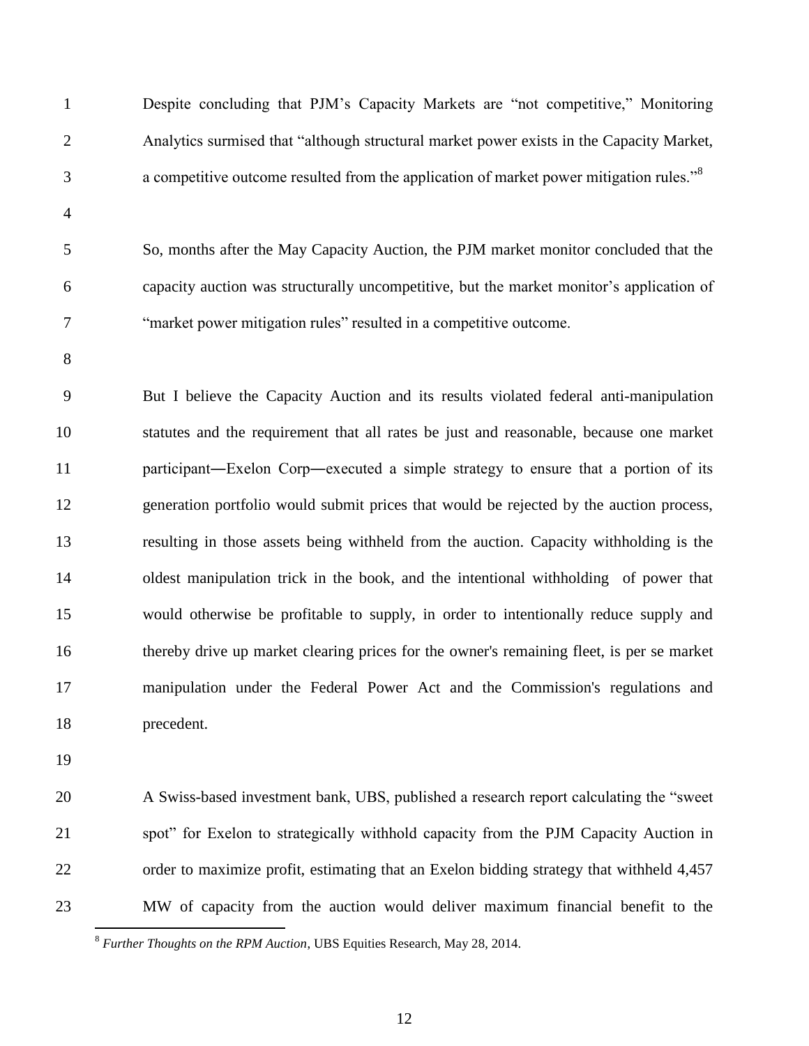Despite concluding that PJM's Capacity Markets are "not competitive," Monitoring Analytics surmised that "although structural market power exists in the Capacity Market, a competitive outcome resulted from the application of market power mitigation rules."[8]

So, months after the May Capacity Auction, the PJM market monitor concluded that the capacity auction was structurally uncompetitive, but the market monitor's application of "market power mitigation rules" resulted in a competitive outcome.

But I believe the Capacity Auction and its results violated federal anti-manipulation statutes and the requirement that all rates be just and reasonable, because one market participant―Exelon Corp―executed a simple strategy to ensure that a portion of its generation portfolio would submit prices that would be rejected by the auction process, resulting in those assets being withheld from the auction. Capacity withholding is the oldest manipulation trick in the book, and the intentional withholding of power that would otherwise be profitable to supply, in order to intentionally reduce supply and thereby drive up market clearing prices for the owner's remaining fleet, is per se market manipulation under the Federal Power Act and the Commission's regulations and precedent.

A Swiss-based investment bank, UBS, published a research report calculating the "sweet spot" for Exelon to strategically withhold capacity from the PJM Capacity Auction in order to maximize profit, estimating that an Exelon bidding strategy that withheld 4,457 MW of capacity from the auction would deliver maximum financial benefit to the

[8] *Further Thoughts on the RPM Auction*, UBS Equities Research, May 28, 2014.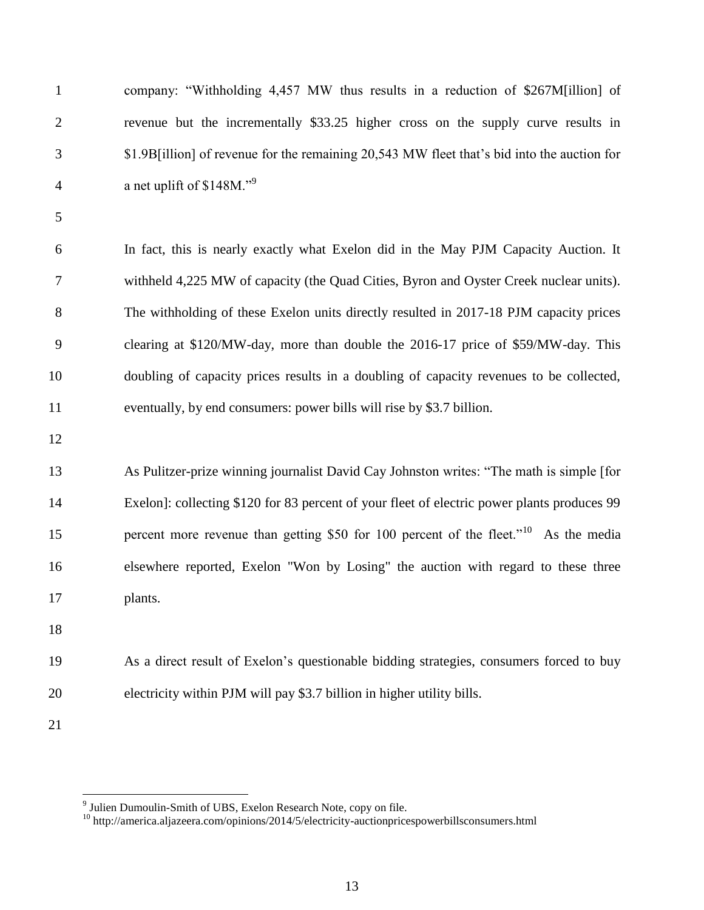company: "Withholding 4,457 MW thus results in a reduction of $267M[illion] of revenue but the incrementally $33.25 higher cross on the supply curve results in $1.9B[illion] of revenue for the remaining 20,543 MW fleet that's bid into the auction for a net uplift of $148M."[9]

In fact, this is nearly exactly what Exelon did in the May PJM Capacity Auction. It withheld 4,225 MW of capacity (the Quad Cities, Byron and Oyster Creek nuclear units). The withholding of these Exelon units directly resulted in 2017-18 PJM capacity prices clearing at $120/MW-day, more than double the 2016-17 price of $59/MW-day. This doubling of capacity prices results in a doubling of capacity revenues to be collected, eventually, by end consumers: power bills will rise by $3.7 billion.

As Pulitzer-prize winning journalist David Cay Johnston writes: "The math is simple [for Exelon]: collecting $120 for 83 percent of your fleet of electric power plants produces 99 percent more revenue than getting $50 for 100 percent of the fleet."[10] As the media elsewhere reported, Exelon "Won by Losing" the auction with regard to these three plants.

As a direct result of Exelon's questionable bidding strategies, consumers forced to buy electricity within PJM will pay $3.7 billion in higher utility bills.

---

[9] Julien Dumoulin-Smith of UBS, Exelon Research Note, copy on file.

[10] http://america.aljazeera.com/opinions/2014/5/electricity-auctionpricespowerbillsconsumers.html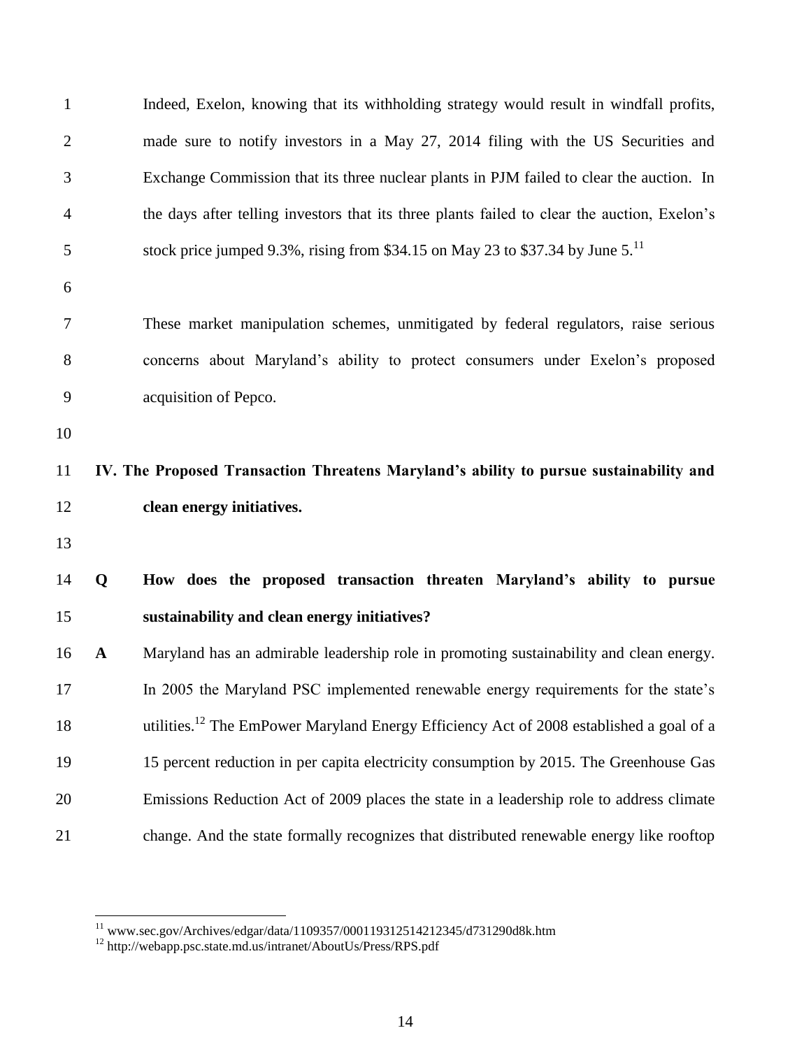Indeed, Exelon, knowing that its withholding strategy would result in windfall profits, made sure to notify investors in a May 27, 2014 filing with the US Securities and Exchange Commission that its three nuclear plants in PJM failed to clear the auction. In the days after telling investors that its three plants failed to clear the auction, Exelon's stock price jumped 9.3%, rising from $34.15 on May 23 to $37.34 by June 5.[11]

These market manipulation schemes, unmitigated by federal regulators, raise serious concerns about Maryland's ability to protect consumers under Exelon's proposed acquisition of Pepco.

## IV. The Proposed Transaction Threatens Maryland's ability to pursue sustainability and clean energy initiatives.

**Q How does the proposed transaction threaten Maryland's ability to pursue sustainability and clean energy initiatives?**

**A** Maryland has an admirable leadership role in promoting sustainability and clean energy. In 2005 the Maryland PSC implemented renewable energy requirements for the state's utilities.[12] The EmPower Maryland Energy Efficiency Act of 2008 established a goal of a 15 percent reduction in per capita electricity consumption by 2015. The Greenhouse Gas Emissions Reduction Act of 2009 places the state in a leadership role to address climate change. And the state formally recognizes that distributed renewable energy like rooftop

---

[11] www.sec.gov/Archives/edgar/data/1109357/000119312514212345/d731290d8k.htm

[12] http://webapp.psc.state.md.us/intranet/AboutUs/Press/RPS.pdf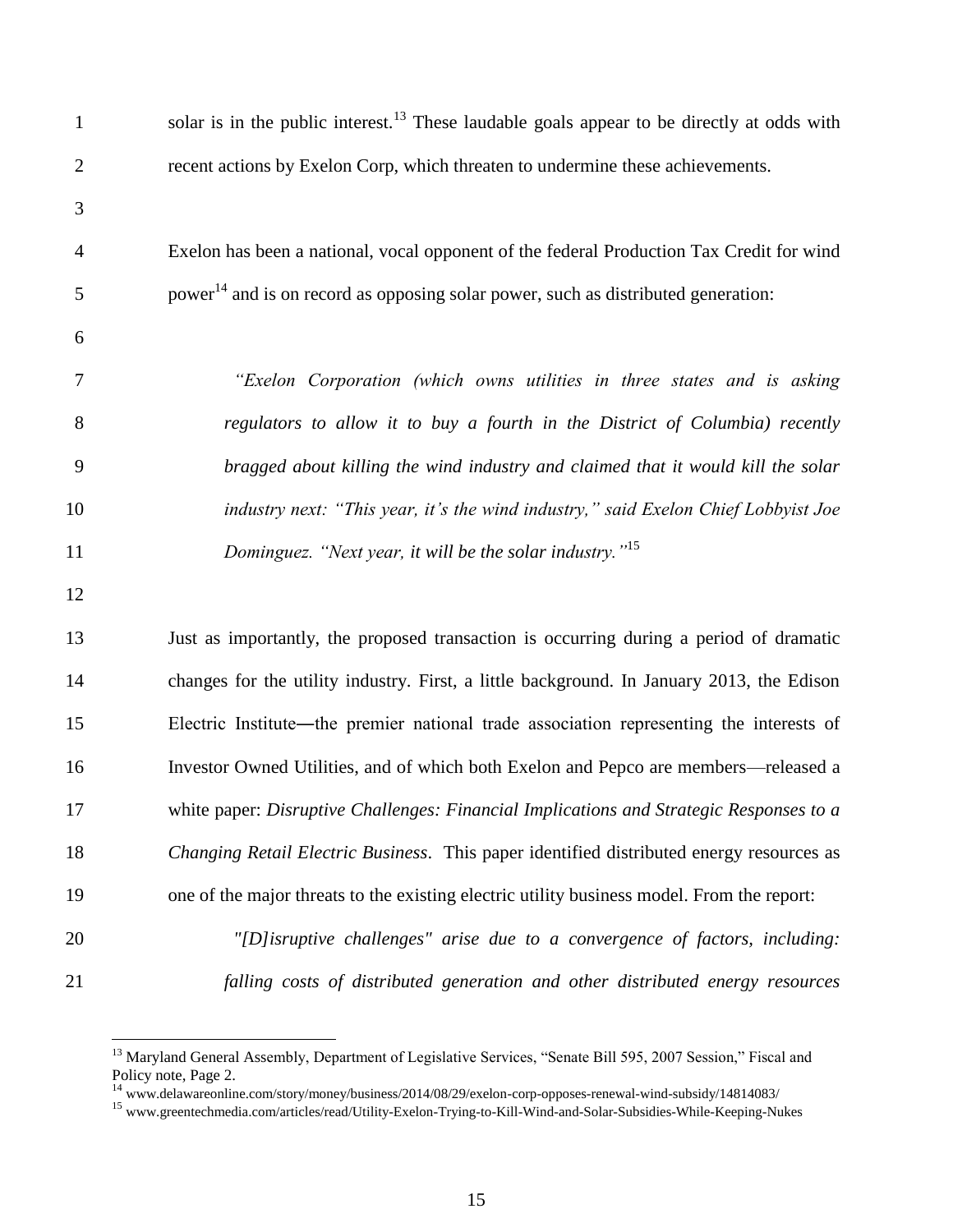solar is in the public interest.[13] These laudable goals appear to be directly at odds with recent actions by Exelon Corp, which threaten to undermine these achievements.

Exelon has been a national, vocal opponent of the federal Production Tax Credit for wind power[14] and is on record as opposing solar power, such as distributed generation:

> *"Exelon Corporation (which owns utilities in three states and is asking regulators to allow it to buy a fourth in the District of Columbia) recently bragged about killing the wind industry and claimed that it would kill the solar industry next: "This year, it's the wind industry," said Exelon Chief Lobbyist Joe Dominguez. "Next year, it will be the solar industry."*[15]

Just as importantly, the proposed transaction is occurring during a period of dramatic changes for the utility industry. First, a little background. In January 2013, the Edison Electric Institute―the premier national trade association representing the interests of Investor Owned Utilities, and of which both Exelon and Pepco are members—released a white paper: *Disruptive Challenges: Financial Implications and Strategic Responses to a Changing Retail Electric Business*. This paper identified distributed energy resources as one of the major threats to the existing electric utility business model. From the report:

> *"[D]isruptive challenges" arise due to a convergence of factors, including: falling costs of distributed generation and other distributed energy resources*

---

[13] Maryland General Assembly, Department of Legislative Services, "Senate Bill 595, 2007 Session," Fiscal and Policy note, Page 2.

[14] www.delawareonline.com/story/money/business/2014/08/29/exelon-corp-opposes-renewal-wind-subsidy/14814083/

[15] www.greentechmedia.com/articles/read/Utility-Exelon-Trying-to-Kill-Wind-and-Solar-Subsidies-While-Keeping-Nukes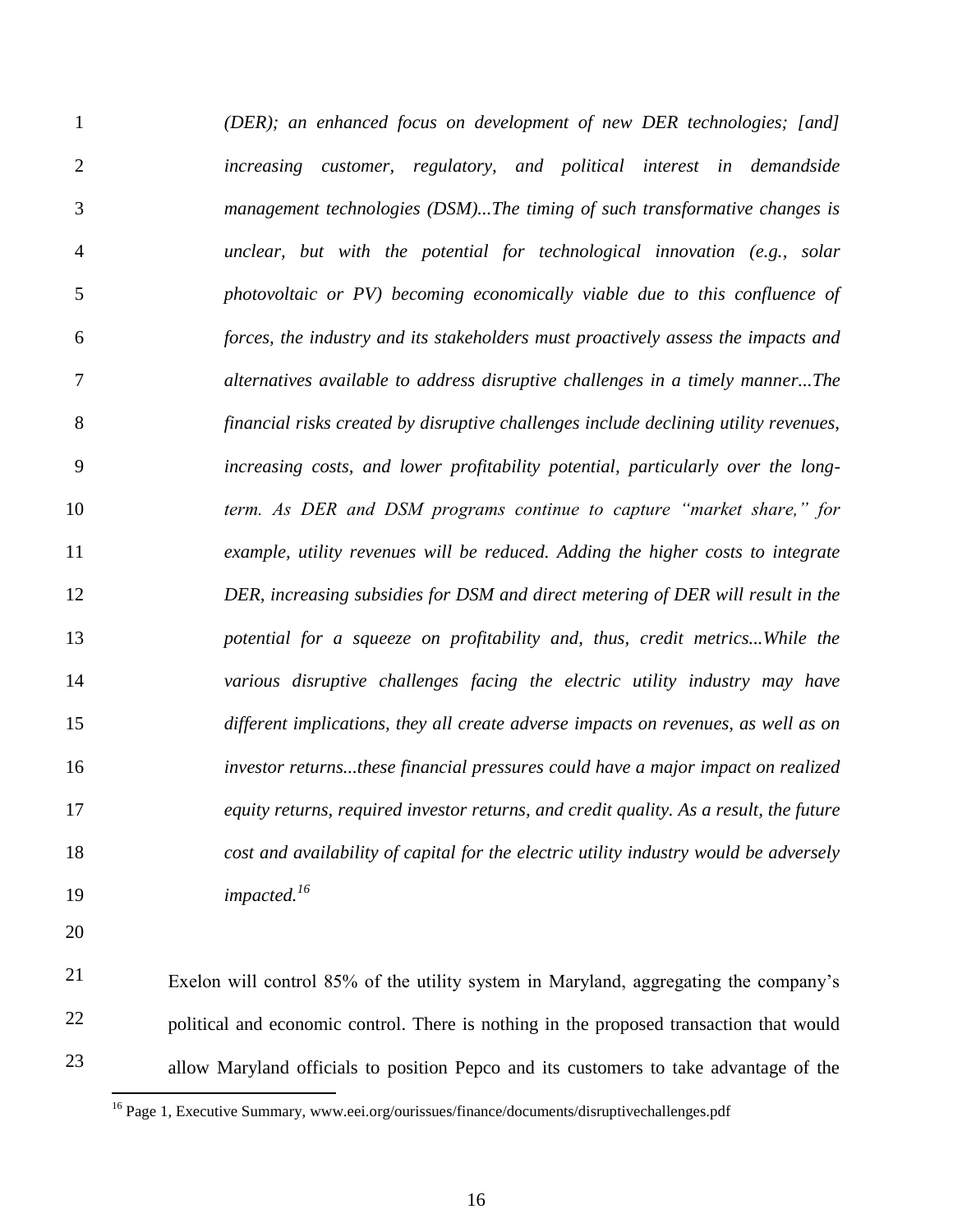> *(DER); an enhanced focus on development of new DER technologies; [and] increasing customer, regulatory, and political interest in demandside management technologies (DSM)...The timing of such transformative changes is unclear, but with the potential for technological innovation (e.g., solar photovoltaic or PV) becoming economically viable due to this confluence of forces, the industry and its stakeholders must proactively assess the impacts and alternatives available to address disruptive challenges in a timely manner...The financial risks created by disruptive challenges include declining utility revenues, increasing costs, and lower profitability potential, particularly over the long-term. As DER and DSM programs continue to capture "market share," for example, utility revenues will be reduced. Adding the higher costs to integrate DER, increasing subsidies for DSM and direct metering of DER will result in the potential for a squeeze on profitability and, thus, credit metrics...While the various disruptive challenges facing the electric utility industry may have different implications, they all create adverse impacts on revenues, as well as on investor returns...these financial pressures could have a major impact on realized equity returns, required investor returns, and credit quality. As a result, the future cost and availability of capital for the electric utility industry would be adversely impacted.*[16]

Exelon will control 85% of the utility system in Maryland, aggregating the company's political and economic control. There is nothing in the proposed transaction that would allow Maryland officials to position Pepco and its customers to take advantage of the

[16] Page 1, Executive Summary, www.eei.org/ourissues/finance/documents/disruptivechallenges.pdf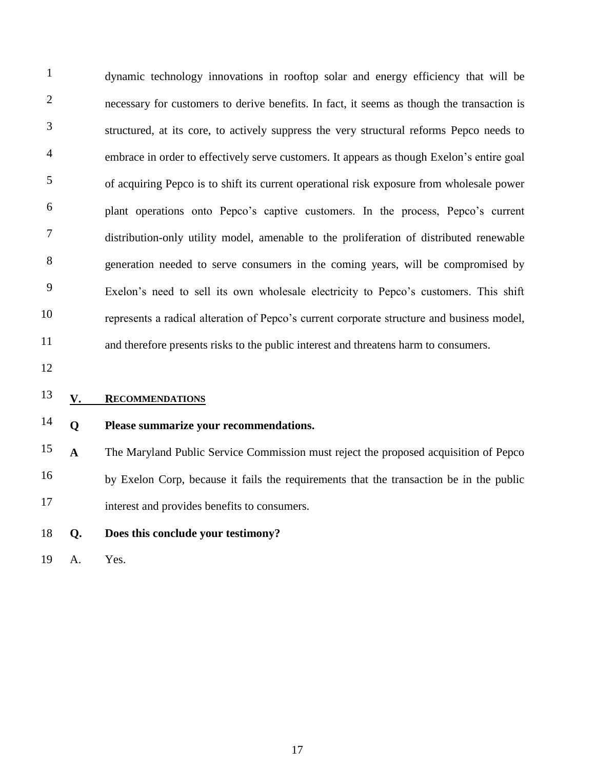dynamic technology innovations in rooftop solar and energy efficiency that will be necessary for customers to derive benefits. In fact, it seems as though the transaction is structured, at its core, to actively suppress the very structural reforms Pepco needs to embrace in order to effectively serve customers. It appears as though Exelon's entire goal of acquiring Pepco is to shift its current operational risk exposure from wholesale power plant operations onto Pepco's captive customers. In the process, Pepco's current distribution-only utility model, amenable to the proliferation of distributed renewable generation needed to serve consumers in the coming years, will be compromised by Exelon's need to sell its own wholesale electricity to Pepco's customers. This shift represents a radical alteration of Pepco's current corporate structure and business model, and therefore presents risks to the public interest and threatens harm to consumers.

## V. RECOMMENDATIONS

**Q Please summarize your recommendations.**

**A** The Maryland Public Service Commission must reject the proposed acquisition of Pepco by Exelon Corp, because it fails the requirements that the transaction be in the public interest and provides benefits to consumers.

**Q. Does this conclude your testimony?**

A. Yes.